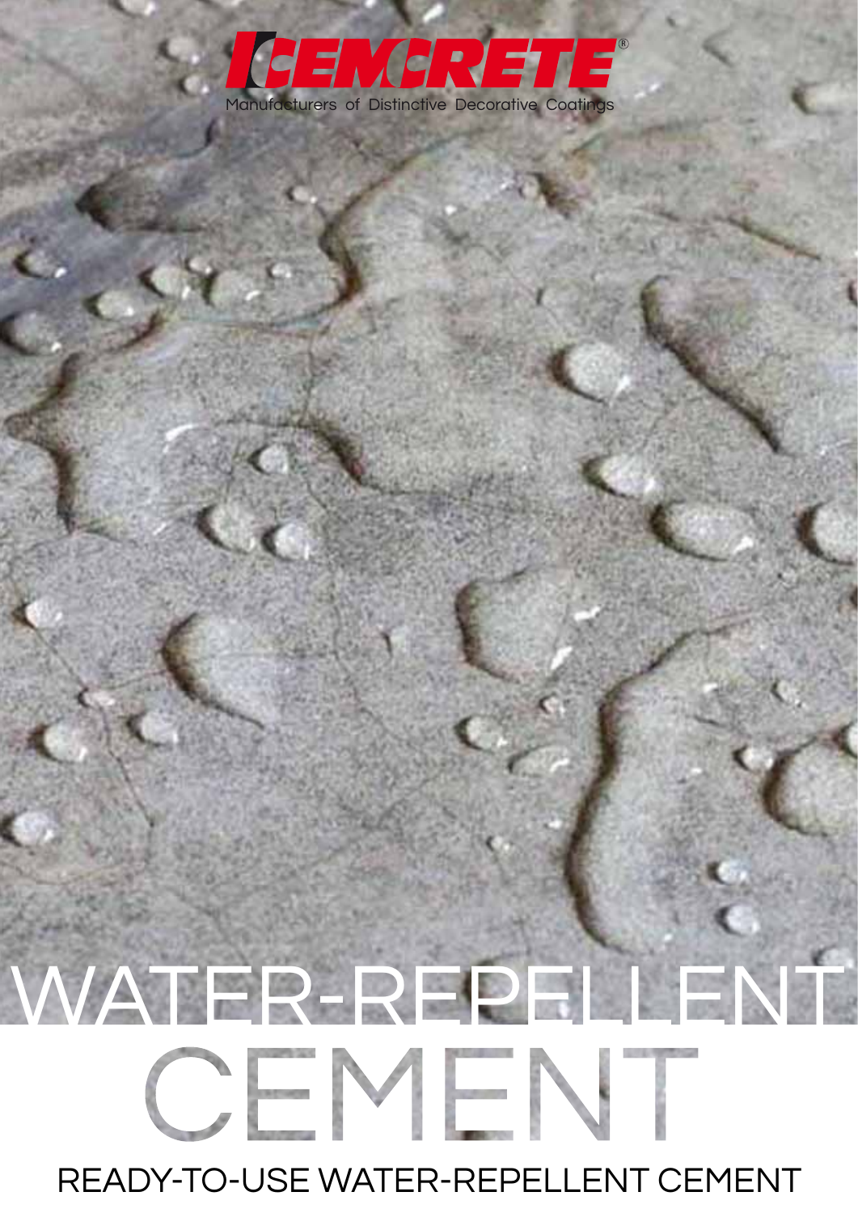CEMCRETE®

Manufacturers of Distinctive Decorative Coatings

# WATER-REPELLENT CEMENT

READY-TO-USE WATER-REPELLENT CEMENT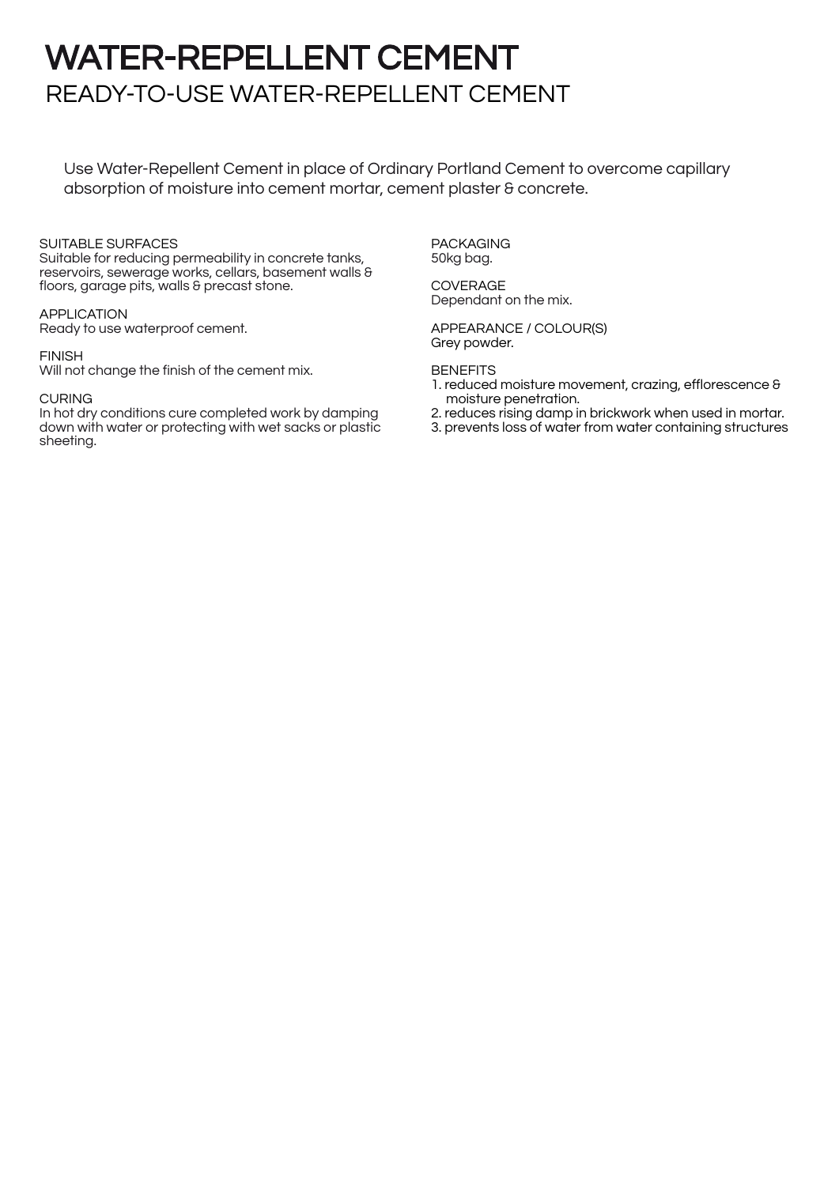# WATER-REPELLENT CEMENT

## READY-TO-USE WATER-REPELLENT CEMENT

Use Water-Repellent Cement in place of Ordinary Portland Cement to overcome capillary absorption of moisture into cement mortar, cement plaster & concrete.

SUITABLE SURFACES
Suitable for reducing permeability in concrete tanks, reservoirs, sewerage works, cellars, basement walls & floors, garage pits, walls & precast stone.

APPLICATION
Ready to use waterproof cement.

FINISH
Will not change the finish of the cement mix.

CURING
In hot dry conditions cure completed work by damping down with water or protecting with wet sacks or plastic sheeting.

PACKAGING
50kg bag.

COVERAGE
Dependant on the mix.

APPEARANCE / COLOUR(S)
Grey powder.

BENEFITS
1. reduced moisture movement, crazing, efflorescence & moisture penetration.
2. reduces rising damp in brickwork when used in mortar.
3. prevents loss of water from water containing structures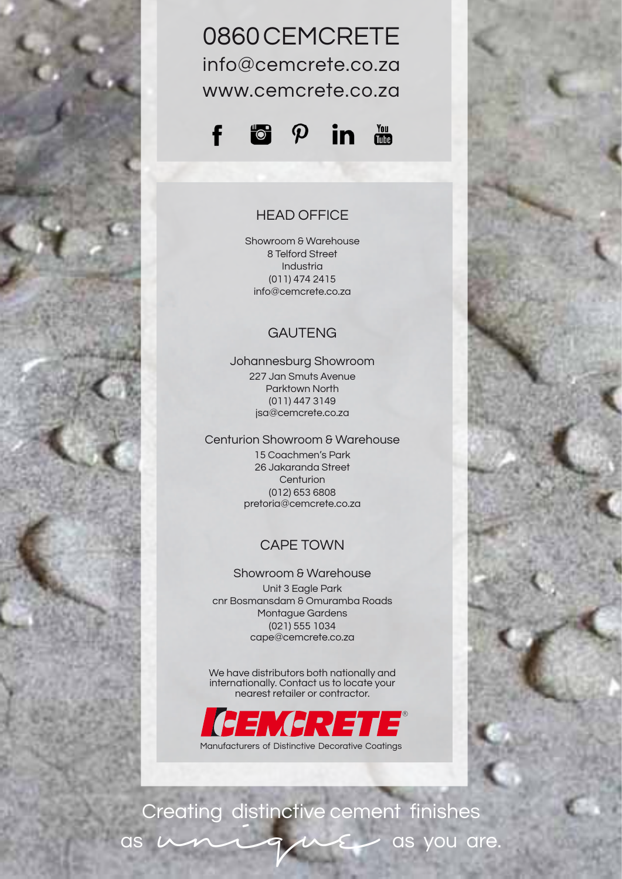0860 CEMCRETE
info@cemcrete.co.za
www.cemcrete.co.za

## HEAD OFFICE

Showroom & Warehouse
8 Telford Street
Industria
(011) 474 2415
info@cemcrete.co.za

## GAUTENG

### Johannesburg Showroom

227 Jan Smuts Avenue
Parktown North
(011) 447 3149
jsa@cemcrete.co.za

### Centurion Showroom & Warehouse

15 Coachmen's Park
26 Jakaranda Street
Centurion
(012) 653 6808
pretoria@cemcrete.co.za

## CAPE TOWN

### Showroom & Warehouse

Unit 3 Eagle Park
cnr Bosmansdam & Omuramba Roads
Montague Gardens
(021) 555 1034
cape@cemcrete.co.za

We have distributors both nationally and internationally. Contact us to locate your nearest retailer or contractor.

CEMCRETE®
Manufacturers of Distinctive Decorative Coatings

Creating distinctive cement finishes as unique as you are.